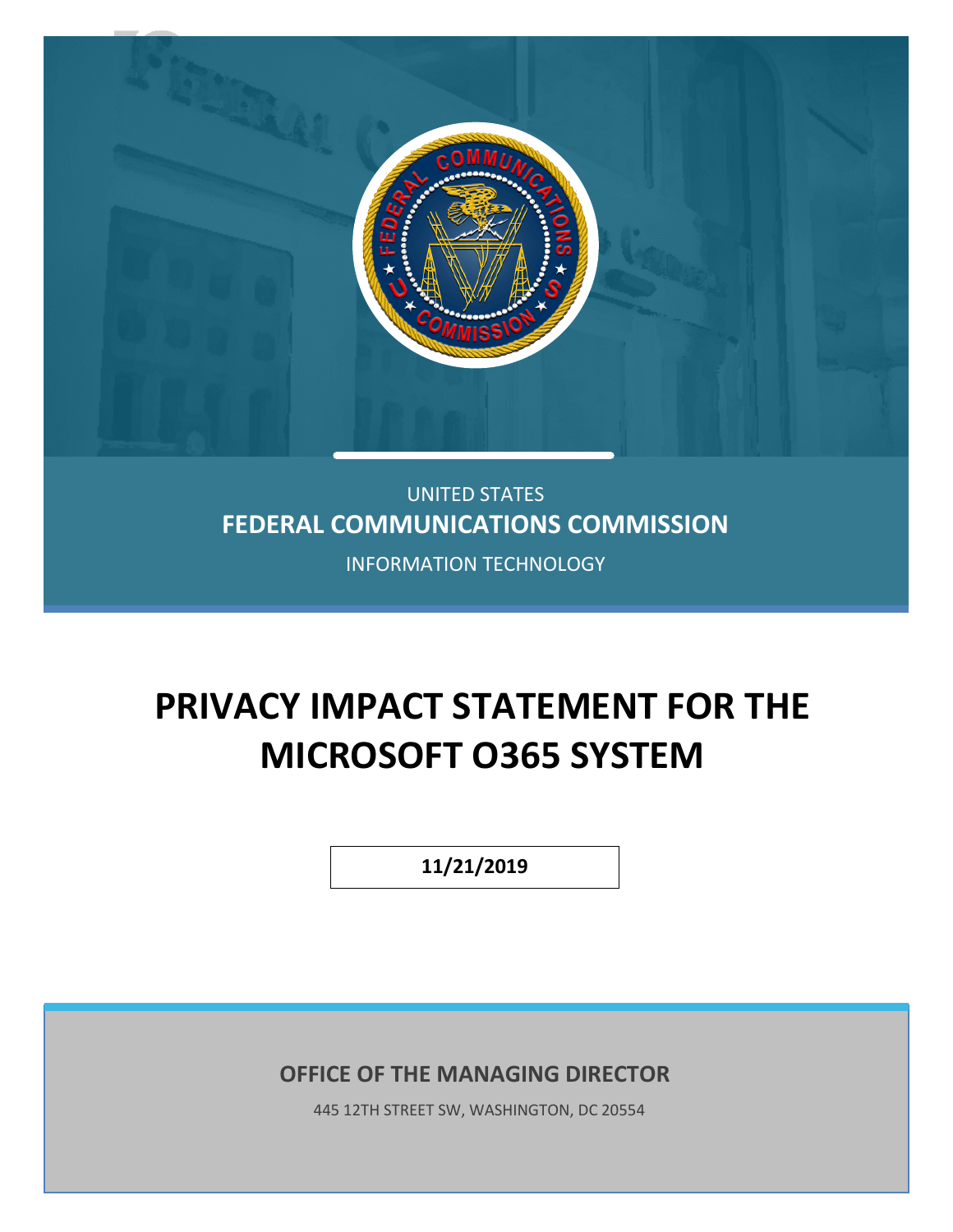UNITED STATES

**FEDERAL COMMUNICATIONS COMMISSION**

INFORMATION TECHNOLOGY

# PRIVACY IMPACT STATEMENT FOR THE MICROSOFT O365 SYSTEM

**11/21/2019**

**OFFICE OF THE MANAGING DIRECTOR**

445 12TH STREET SW, WASHINGTON, DC 20554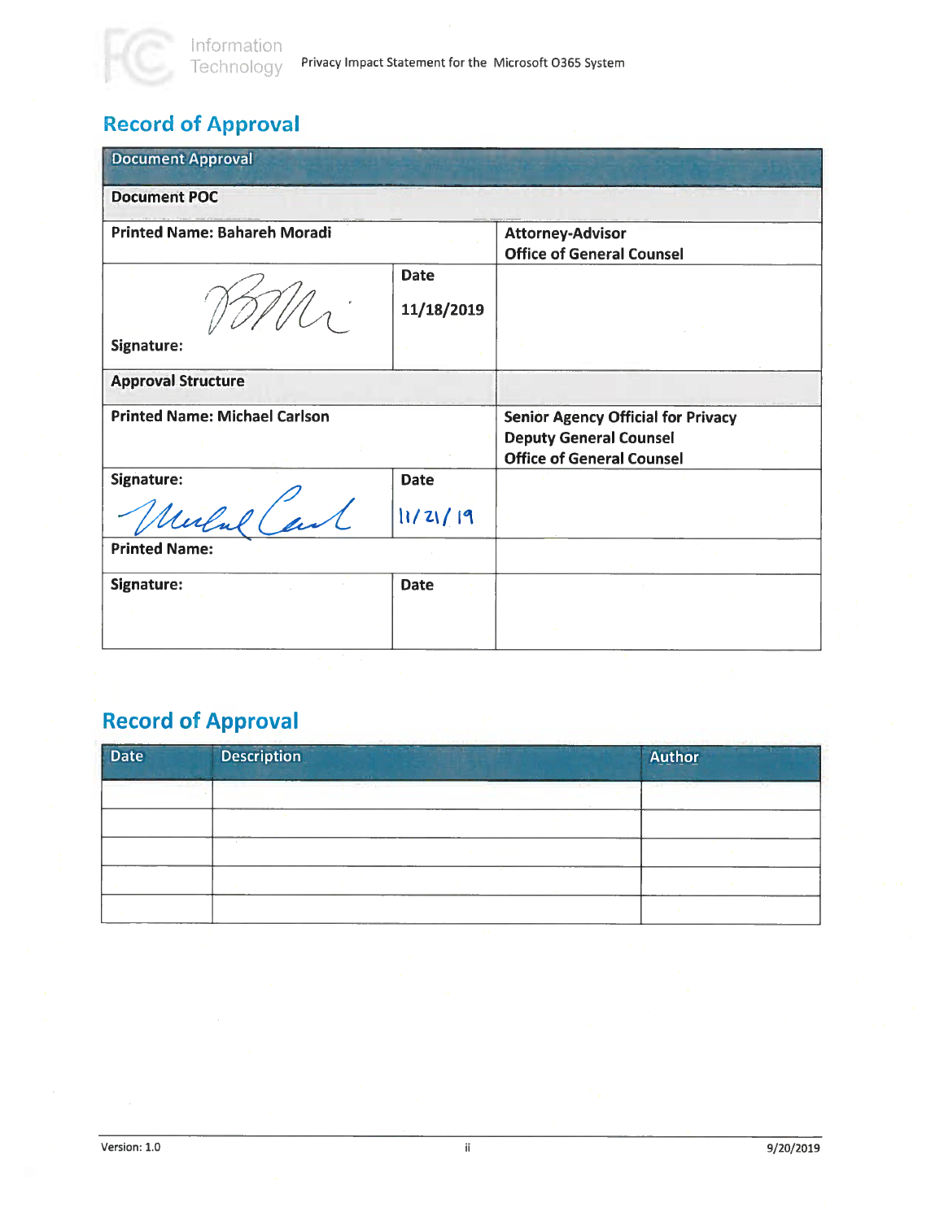## Record of Approval

| Document Approval | | |
|---|---|---|
| **Document POC** | | |
| **Printed Name: Bahareh Moradi** | | **Attorney-Advisor**<br>**Office of General Counsel** |
| **Signature:** | **Date**<br>**11/18/2019** | |
| **Approval Structure** | | |
| **Printed Name: Michael Carlson** | | **Senior Agency Official for Privacy**<br>**Deputy General Counsel**<br>**Office of General Counsel** |
| **Signature:** | **Date**<br>11/21/19 | |
| **Printed Name:** | | |
| **Signature:** | **Date** | |

## Record of Approval

| Date | Description | Author |
|---|---|---|
| | | |
| | | |
| | | |
| | | |
| | | |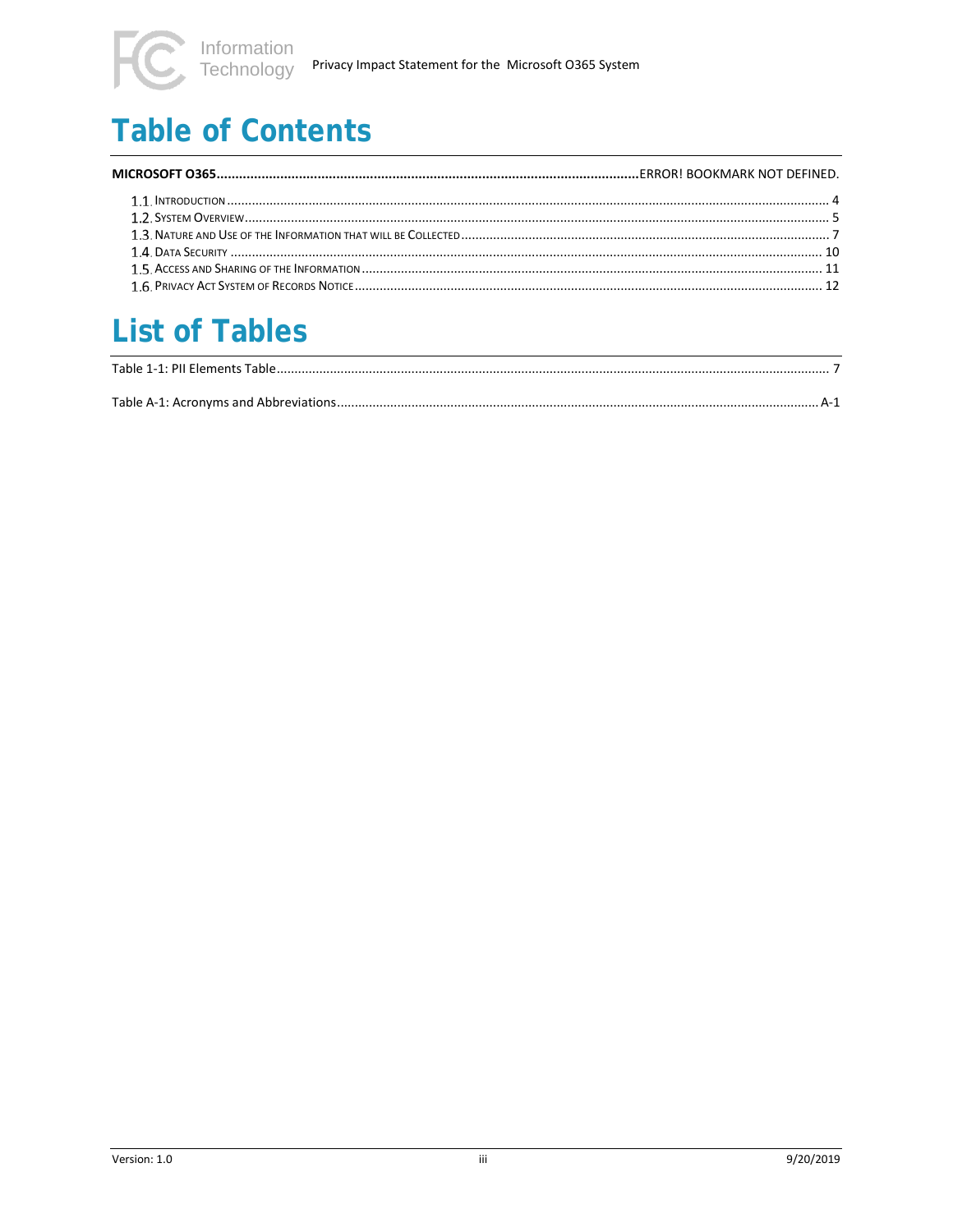# Table of Contents

**MICROSOFT O365....................ERROR! BOOKMARK NOT DEFINED.**

- 1.1. INTRODUCTION .................... 4
- 1.2. SYSTEM OVERVIEW .................... 5
- 1.3. NATURE AND USE OF THE INFORMATION THAT WILL BE COLLECTED .................... 7
- 1.4. DATA SECURITY .................... 10
- 1.5. ACCESS AND SHARING OF THE INFORMATION .................... 11
- 1.6. PRIVACY ACT SYSTEM OF RECORDS NOTICE .................... 12

# List of Tables

Table 1-1: PII Elements Table .................... 7

Table A-1: Acronyms and Abbreviations .................... A-1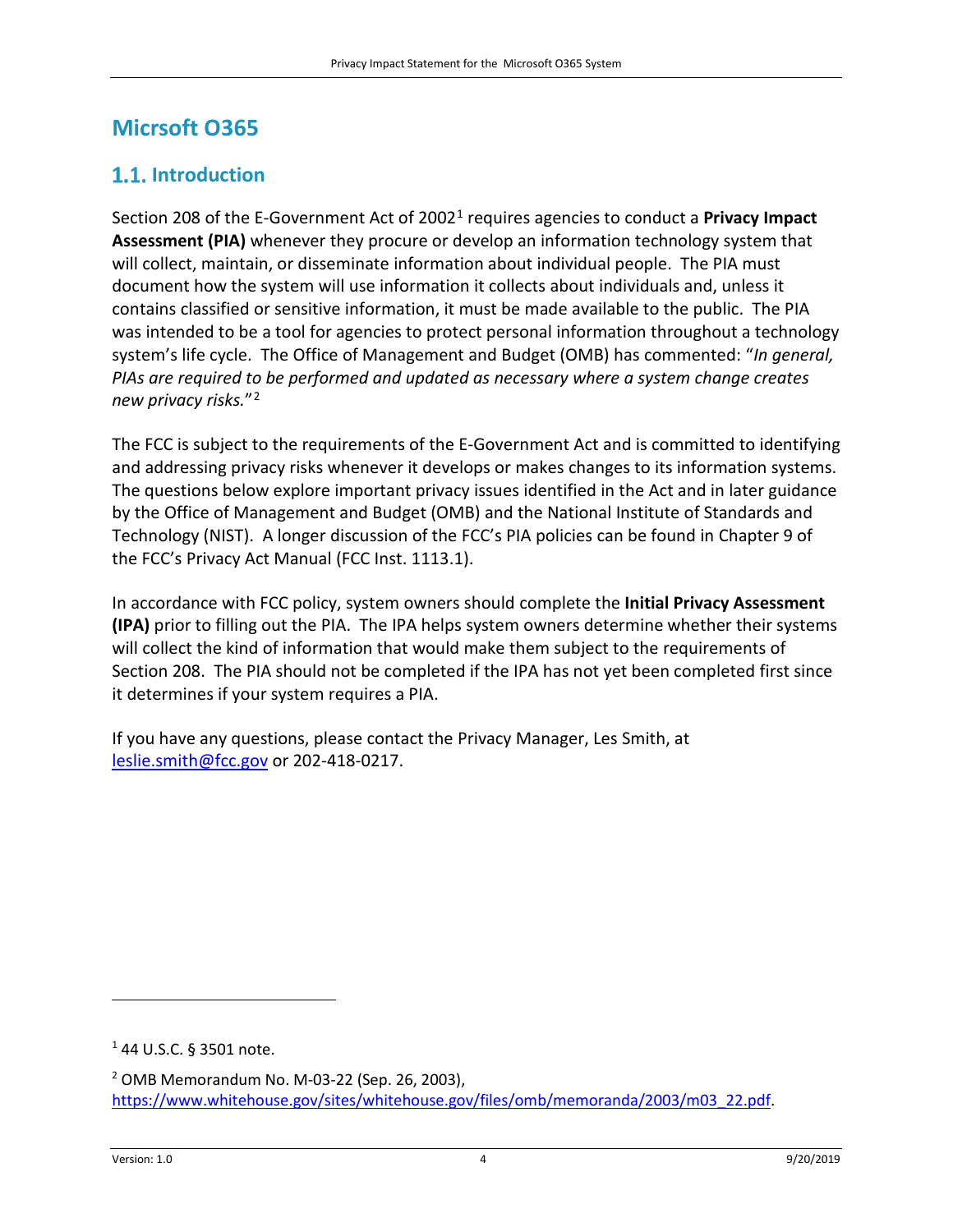# Micrsoft O365

## 1.1. Introduction

Section 208 of the E-Government Act of 2002[1] requires agencies to conduct a **Privacy Impact Assessment (PIA)** whenever they procure or develop an information technology system that will collect, maintain, or disseminate information about individual people. The PIA must document how the system will use information it collects about individuals and, unless it contains classified or sensitive information, it must be made available to the public. The PIA was intended to be a tool for agencies to protect personal information throughout a technology system's life cycle. The Office of Management and Budget (OMB) has commented: "*In general, PIAs are required to be performed and updated as necessary where a system change creates new privacy risks.*"[2]

The FCC is subject to the requirements of the E-Government Act and is committed to identifying and addressing privacy risks whenever it develops or makes changes to its information systems. The questions below explore important privacy issues identified in the Act and in later guidance by the Office of Management and Budget (OMB) and the National Institute of Standards and Technology (NIST). A longer discussion of the FCC's PIA policies can be found in Chapter 9 of the FCC's Privacy Act Manual (FCC Inst. 1113.1).

In accordance with FCC policy, system owners should complete the **Initial Privacy Assessment (IPA)** prior to filling out the PIA. The IPA helps system owners determine whether their systems will collect the kind of information that would make them subject to the requirements of Section 208. The PIA should not be completed if the IPA has not yet been completed first since it determines if your system requires a PIA.

If you have any questions, please contact the Privacy Manager, Les Smith, at [leslie.smith@fcc.gov](mailto:leslie.smith@fcc.gov) or 202-418-0217.

---

[1] 44 U.S.C. § 3501 note.

[2] OMB Memorandum No. M-03-22 (Sep. 26, 2003), https://www.whitehouse.gov/sites/whitehouse.gov/files/omb/memoranda/2003/m03_22.pdf.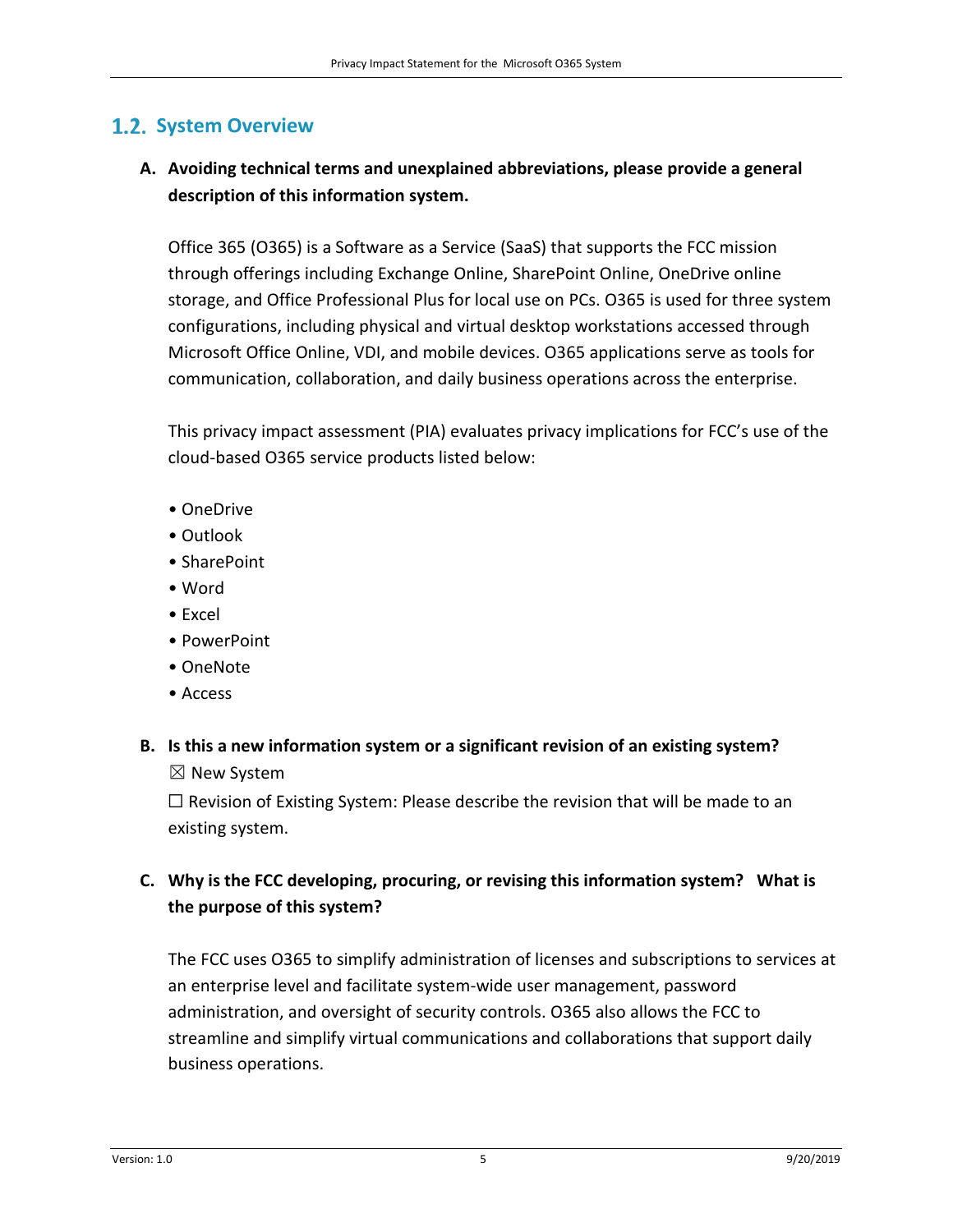## 1.2. System Overview

**A. Avoiding technical terms and unexplained abbreviations, please provide a general description of this information system.**

Office 365 (O365) is a Software as a Service (SaaS) that supports the FCC mission through offerings including Exchange Online, SharePoint Online, OneDrive online storage, and Office Professional Plus for local use on PCs. O365 is used for three system configurations, including physical and virtual desktop workstations accessed through Microsoft Office Online, VDI, and mobile devices. O365 applications serve as tools for communication, collaboration, and daily business operations across the enterprise.

This privacy impact assessment (PIA) evaluates privacy implications for FCC's use of the cloud-based O365 service products listed below:

- OneDrive
- Outlook
- SharePoint
- Word
- Excel
- PowerPoint
- OneNote
- Access

**B. Is this a new information system or a significant revision of an existing system?**

☒ New System

☐ Revision of Existing System: Please describe the revision that will be made to an existing system.

**C. Why is the FCC developing, procuring, or revising this information system? What is the purpose of this system?**

The FCC uses O365 to simplify administration of licenses and subscriptions to services at an enterprise level and facilitate system-wide user management, password administration, and oversight of security controls. O365 also allows the FCC to streamline and simplify virtual communications and collaborations that support daily business operations.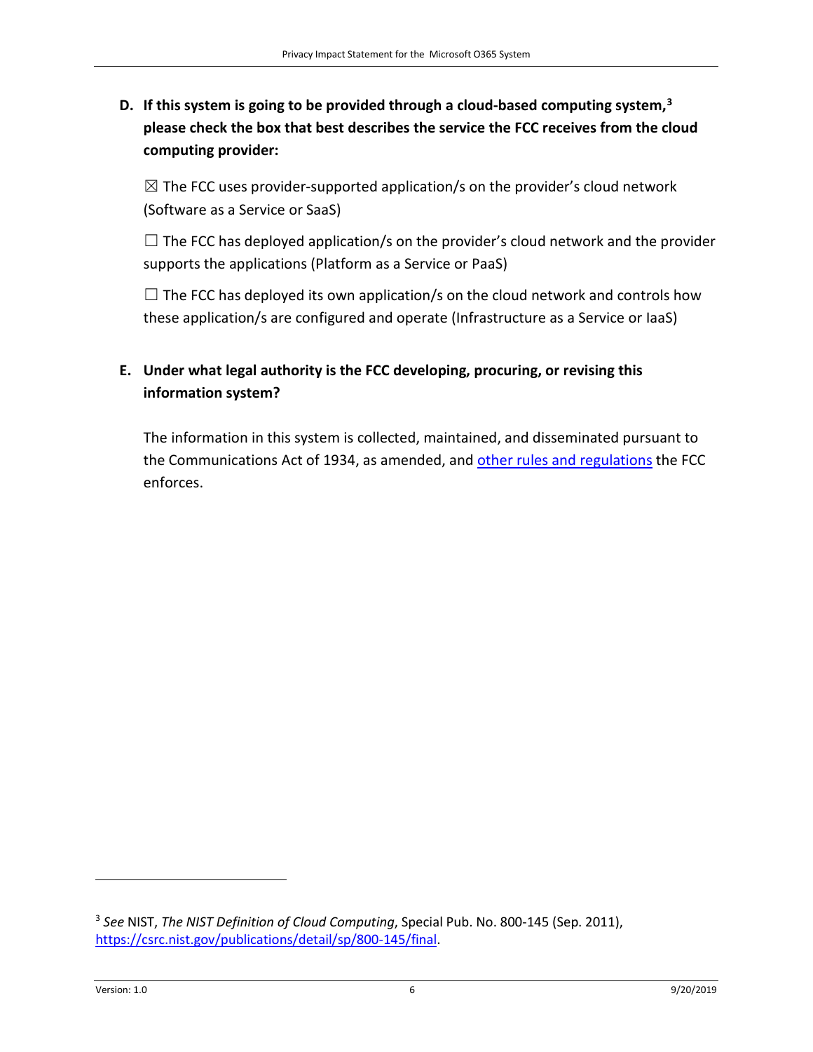**D. If this system is going to be provided through a cloud-based computing system,[3] please check the box that best describes the service the FCC receives from the cloud computing provider:**

☒ The FCC uses provider-supported application/s on the provider's cloud network (Software as a Service or SaaS)

☐ The FCC has deployed application/s on the provider's cloud network and the provider supports the applications (Platform as a Service or PaaS)

☐ The FCC has deployed its own application/s on the cloud network and controls how these application/s are configured and operate (Infrastructure as a Service or IaaS)

**E. Under what legal authority is the FCC developing, procuring, or revising this information system?**

The information in this system is collected, maintained, and disseminated pursuant to the Communications Act of 1934, as amended, and other rules and regulations the FCC enforces.

---

[3] *See* NIST, *The NIST Definition of Cloud Computing*, Special Pub. No. 800-145 (Sep. 2011), https://csrc.nist.gov/publications/detail/sp/800-145/final.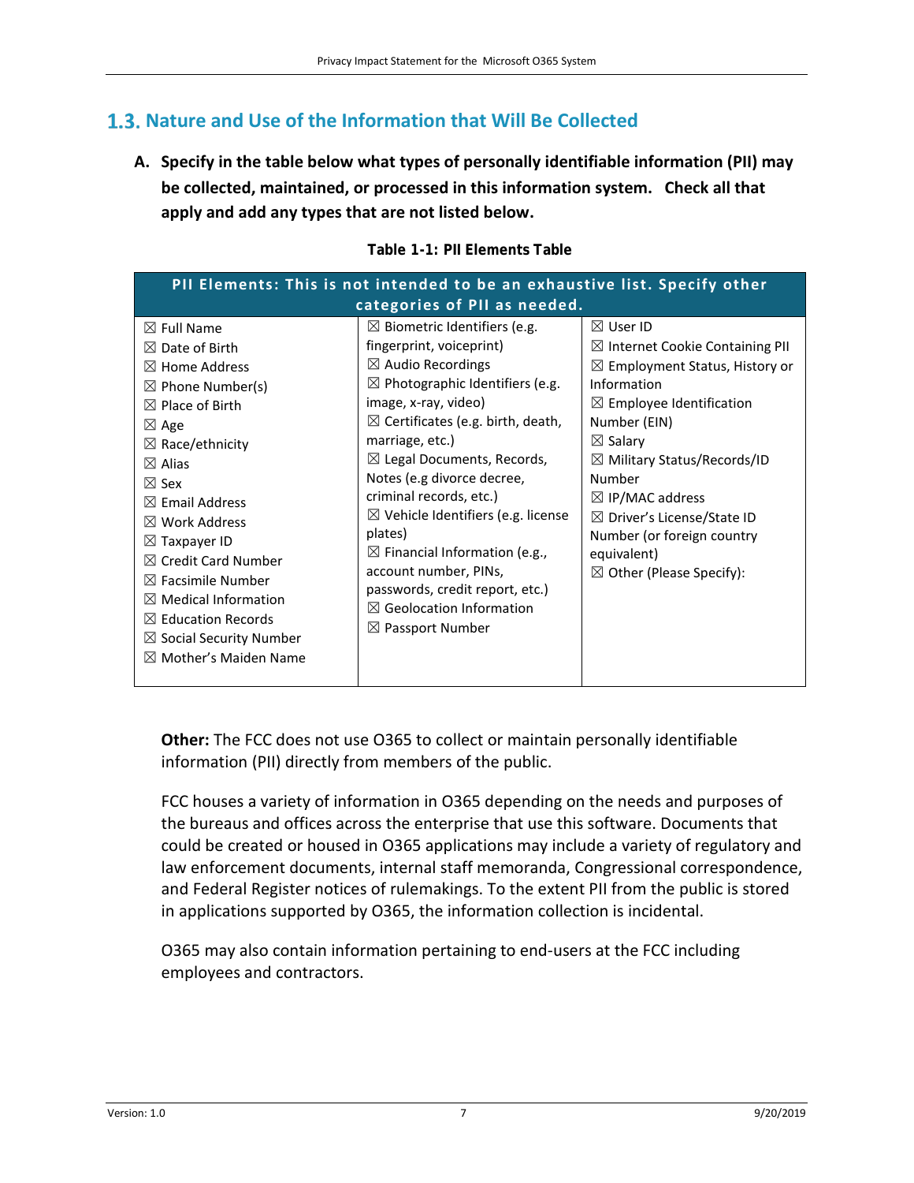## 1.3. Nature and Use of the Information that Will Be Collected

**A. Specify in the table below what types of personally identifiable information (PII) may be collected, maintained, or processed in this information system. Check all that apply and add any types that are not listed below.**

**Table 1-1: PII Elements Table**

| PII Elements: This is not intended to be an exhaustive list. Specify other categories of PII as needed. | | |
|---|---|---|
| ☒ Full Name<br>☒ Date of Birth<br>☒ Home Address<br>☒ Phone Number(s)<br>☒ Place of Birth<br>☒ Age<br>☒ Race/ethnicity<br>☒ Alias<br>☒ Sex<br>☒ Email Address<br>☒ Work Address<br>☒ Taxpayer ID<br>☒ Credit Card Number<br>☒ Facsimile Number<br>☒ Medical Information<br>☒ Education Records<br>☒ Social Security Number<br>☒ Mother's Maiden Name | ☒ Biometric Identifiers (e.g. fingerprint, voiceprint)<br>☒ Audio Recordings<br>☒ Photographic Identifiers (e.g. image, x-ray, video)<br>☒ Certificates (e.g. birth, death, marriage, etc.)<br>☒ Legal Documents, Records, Notes (e.g divorce decree, criminal records, etc.)<br>☒ Vehicle Identifiers (e.g. license plates)<br>☒ Financial Information (e.g., account number, PINs, passwords, credit report, etc.)<br>☒ Geolocation Information<br>☒ Passport Number | ☒ User ID<br>☒ Internet Cookie Containing PII<br>☒ Employment Status, History or Information<br>☒ Employee Identification Number (EIN)<br>☒ Salary<br>☒ Military Status/Records/ID Number<br>☒ IP/MAC address<br>☒ Driver's License/State ID Number (or foreign country equivalent)<br>☒ Other (Please Specify): |

**Other:** The FCC does not use O365 to collect or maintain personally identifiable information (PII) directly from members of the public.

FCC houses a variety of information in O365 depending on the needs and purposes of the bureaus and offices across the enterprise that use this software. Documents that could be created or housed in O365 applications may include a variety of regulatory and law enforcement documents, internal staff memoranda, Congressional correspondence, and Federal Register notices of rulemakings. To the extent PII from the public is stored in applications supported by O365, the information collection is incidental.

O365 may also contain information pertaining to end-users at the FCC including employees and contractors.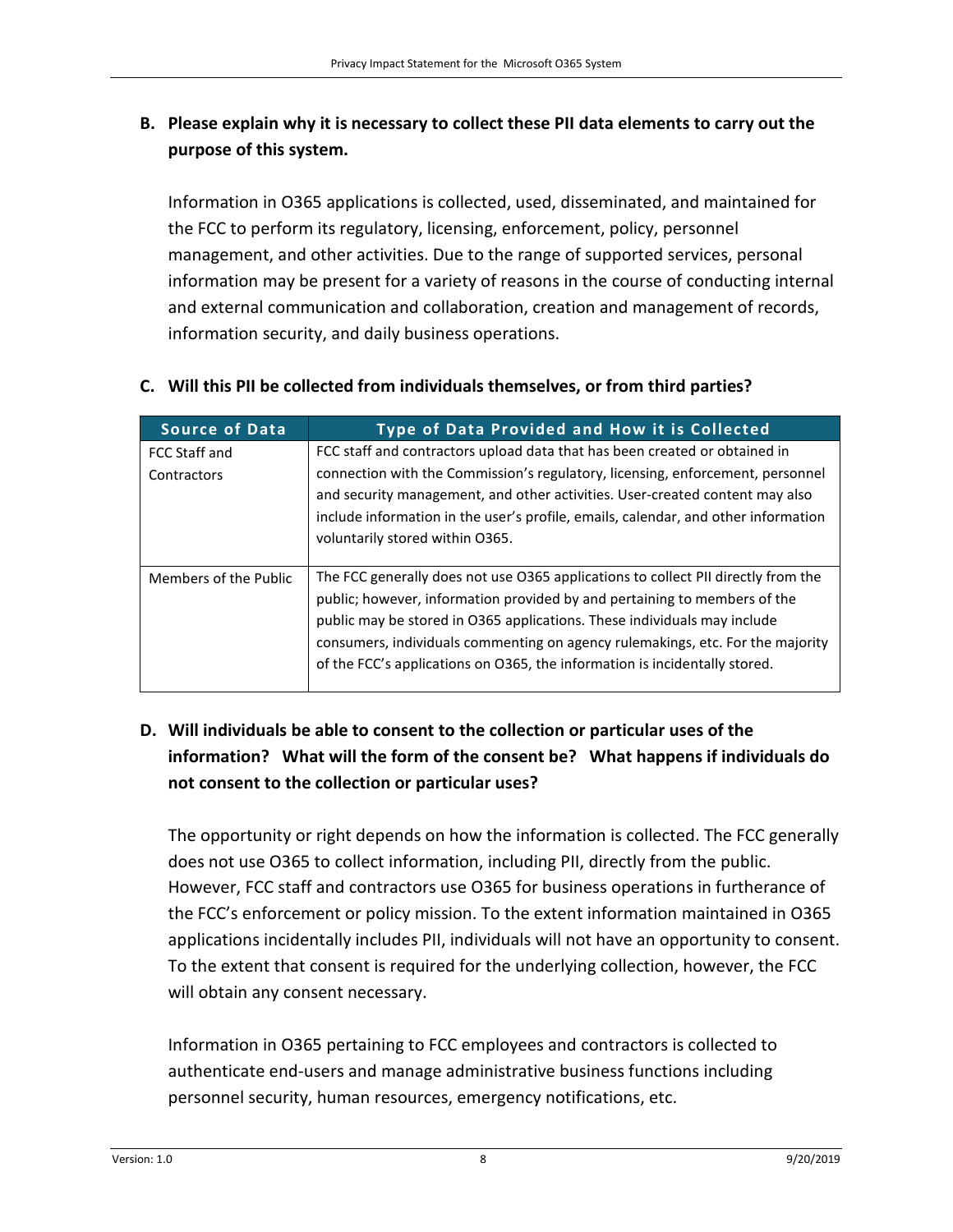### B. Please explain why it is necessary to collect these PII data elements to carry out the purpose of this system.

Information in O365 applications is collected, used, disseminated, and maintained for the FCC to perform its regulatory, licensing, enforcement, policy, personnel management, and other activities. Due to the range of supported services, personal information may be present for a variety of reasons in the course of conducting internal and external communication and collaboration, creation and management of records, information security, and daily business operations.

### C. Will this PII be collected from individuals themselves, or from third parties?

| Source of Data | Type of Data Provided and How it is Collected |
| --- | --- |
| FCC Staff and Contractors | FCC staff and contractors upload data that has been created or obtained in connection with the Commission's regulatory, licensing, enforcement, personnel and security management, and other activities. User-created content may also include information in the user's profile, emails, calendar, and other information voluntarily stored within O365. |
| Members of the Public | The FCC generally does not use O365 applications to collect PII directly from the public; however, information provided by and pertaining to members of the public may be stored in O365 applications. These individuals may include consumers, individuals commenting on agency rulemakings, etc. For the majority of the FCC's applications on O365, the information is incidentally stored. |

### D. Will individuals be able to consent to the collection or particular uses of the information? What will the form of the consent be? What happens if individuals do not consent to the collection or particular uses?

The opportunity or right depends on how the information is collected. The FCC generally does not use O365 to collect information, including PII, directly from the public. However, FCC staff and contractors use O365 for business operations in furtherance of the FCC's enforcement or policy mission. To the extent information maintained in O365 applications incidentally includes PII, individuals will not have an opportunity to consent. To the extent that consent is required for the underlying collection, however, the FCC will obtain any consent necessary.

Information in O365 pertaining to FCC employees and contractors is collected to authenticate end-users and manage administrative business functions including personnel security, human resources, emergency notifications, etc.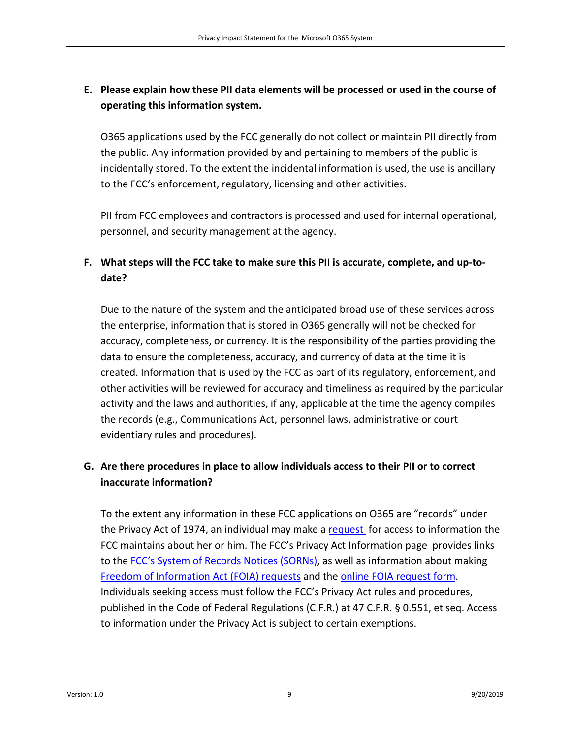**E. Please explain how these PII data elements will be processed or used in the course of operating this information system.**

O365 applications used by the FCC generally do not collect or maintain PII directly from the public. Any information provided by and pertaining to members of the public is incidentally stored. To the extent the incidental information is used, the use is ancillary to the FCC's enforcement, regulatory, licensing and other activities.

PII from FCC employees and contractors is processed and used for internal operational, personnel, and security management at the agency.

**F. What steps will the FCC take to make sure this PII is accurate, complete, and up-to-date?**

Due to the nature of the system and the anticipated broad use of these services across the enterprise, information that is stored in O365 generally will not be checked for accuracy, completeness, or currency. It is the responsibility of the parties providing the data to ensure the completeness, accuracy, and currency of data at the time it is created. Information that is used by the FCC as part of its regulatory, enforcement, and other activities will be reviewed for accuracy and timeliness as required by the particular activity and the laws and authorities, if any, applicable at the time the agency compiles the records (e.g., Communications Act, personnel laws, administrative or court evidentiary rules and procedures).

**G. Are there procedures in place to allow individuals access to their PII or to correct inaccurate information?**

To the extent any information in these FCC applications on O365 are "records" under the Privacy Act of 1974, an individual may make a request for access to information the FCC maintains about her or him. The FCC's Privacy Act Information page provides links to the FCC's System of Records Notices (SORNs), as well as information about making Freedom of Information Act (FOIA) requests and the online FOIA request form. Individuals seeking access must follow the FCC's Privacy Act rules and procedures, published in the Code of Federal Regulations (C.F.R.) at 47 C.F.R. § 0.551, et seq. Access to information under the Privacy Act is subject to certain exemptions.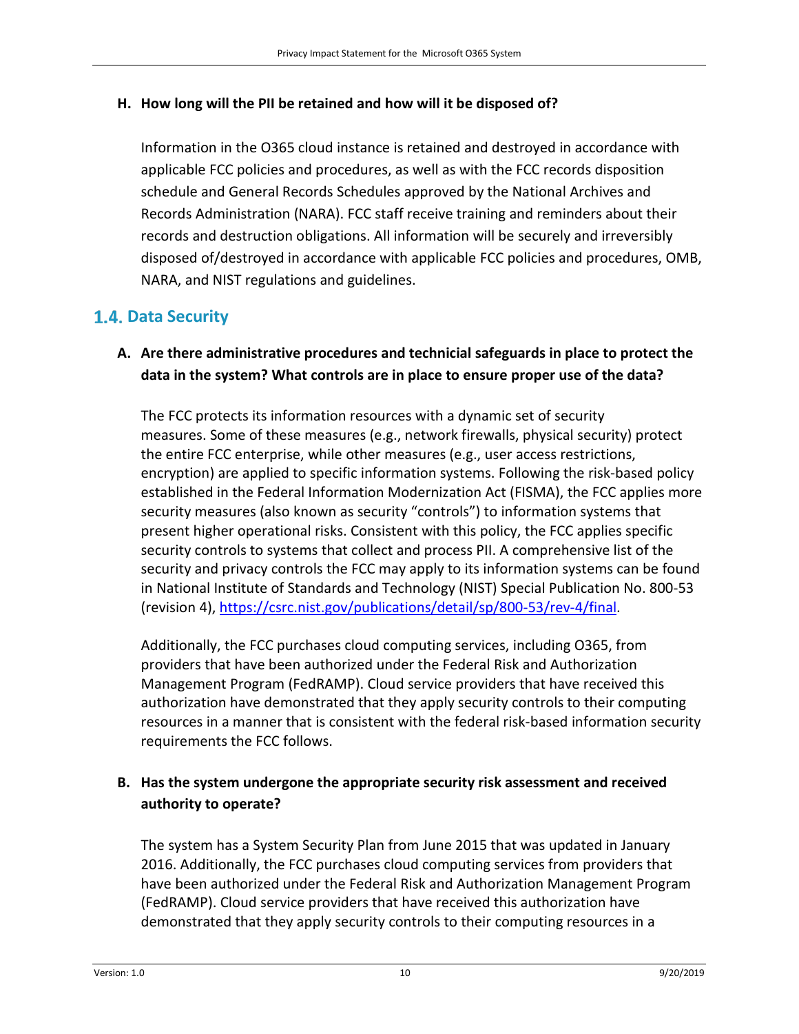### H. How long will the PII be retained and how will it be disposed of?

Information in the O365 cloud instance is retained and destroyed in accordance with applicable FCC policies and procedures, as well as with the FCC records disposition schedule and General Records Schedules approved by the National Archives and Records Administration (NARA). FCC staff receive training and reminders about their records and destruction obligations. All information will be securely and irreversibly disposed of/destroyed in accordance with applicable FCC policies and procedures, OMB, NARA, and NIST regulations and guidelines.

## 1.4. Data Security

### A. Are there administrative procedures and technicial safeguards in place to protect the data in the system? What controls are in place to ensure proper use of the data?

The FCC protects its information resources with a dynamic set of security measures. Some of these measures (e.g., network firewalls, physical security) protect the entire FCC enterprise, while other measures (e.g., user access restrictions, encryption) are applied to specific information systems. Following the risk-based policy established in the Federal Information Modernization Act (FISMA), the FCC applies more security measures (also known as security "controls") to information systems that present higher operational risks. Consistent with this policy, the FCC applies specific security controls to systems that collect and process PII. A comprehensive list of the security and privacy controls the FCC may apply to its information systems can be found in National Institute of Standards and Technology (NIST) Special Publication No. 800-53 (revision 4), https://csrc.nist.gov/publications/detail/sp/800-53/rev-4/final.

Additionally, the FCC purchases cloud computing services, including O365, from providers that have been authorized under the Federal Risk and Authorization Management Program (FedRAMP). Cloud service providers that have received this authorization have demonstrated that they apply security controls to their computing resources in a manner that is consistent with the federal risk-based information security requirements the FCC follows.

### B. Has the system undergone the appropriate security risk assessment and received authority to operate?

The system has a System Security Plan from June 2015 that was updated in January 2016. Additionally, the FCC purchases cloud computing services from providers that have been authorized under the Federal Risk and Authorization Management Program (FedRAMP). Cloud service providers that have received this authorization have demonstrated that they apply security controls to their computing resources in a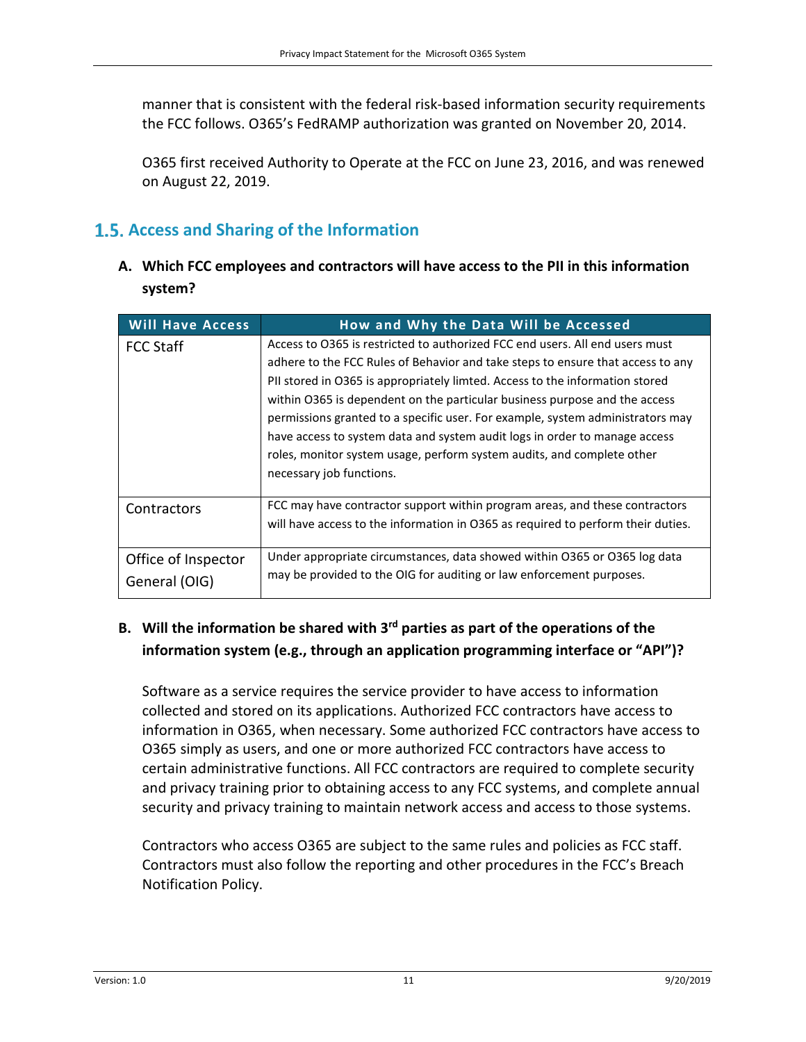manner that is consistent with the federal risk-based information security requirements the FCC follows. O365's FedRAMP authorization was granted on November 20, 2014.

O365 first received Authority to Operate at the FCC on June 23, 2016, and was renewed on August 22, 2019.

## 1.5. Access and Sharing of the Information

**A. Which FCC employees and contractors will have access to the PII in this information system?**

| Will Have Access | How and Why the Data Will be Accessed |
|---|---|
| FCC Staff | Access to O365 is restricted to authorized FCC end users. All end users must adhere to the FCC Rules of Behavior and take steps to ensure that access to any PII stored in O365 is appropriately limted. Access to the information stored within O365 is dependent on the particular business purpose and the access permissions granted to a specific user. For example, system administrators may have access to system data and system audit logs in order to manage access roles, monitor system usage, perform system audits, and complete other necessary job functions. |
| Contractors | FCC may have contractor support within program areas, and these contractors will have access to the information in O365 as required to perform their duties. |
| Office of Inspector General (OIG) | Under appropriate circumstances, data showed within O365 or O365 log data may be provided to the OIG for auditing or law enforcement purposes. |

**B. Will the information be shared with 3rd parties as part of the operations of the information system (e.g., through an application programming interface or "API")?**

Software as a service requires the service provider to have access to information collected and stored on its applications. Authorized FCC contractors have access to information in O365, when necessary. Some authorized FCC contractors have access to O365 simply as users, and one or more authorized FCC contractors have access to certain administrative functions. All FCC contractors are required to complete security and privacy training prior to obtaining access to any FCC systems, and complete annual security and privacy training to maintain network access and access to those systems.

Contractors who access O365 are subject to the same rules and policies as FCC staff. Contractors must also follow the reporting and other procedures in the FCC's Breach Notification Policy.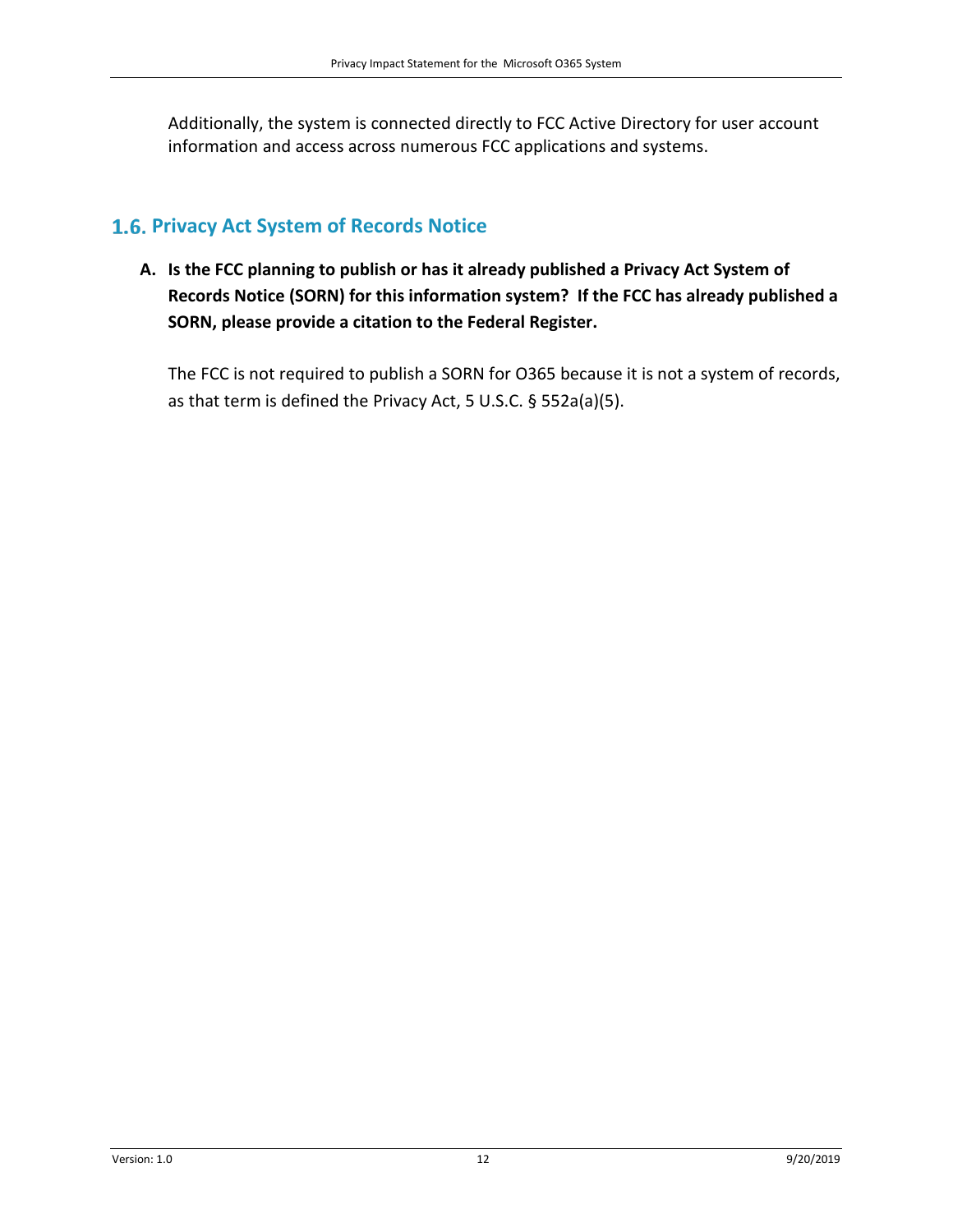Additionally, the system is connected directly to FCC Active Directory for user account information and access across numerous FCC applications and systems.

## 1.6. Privacy Act System of Records Notice

**A. Is the FCC planning to publish or has it already published a Privacy Act System of Records Notice (SORN) for this information system? If the FCC has already published a SORN, please provide a citation to the Federal Register.**

The FCC is not required to publish a SORN for O365 because it is not a system of records, as that term is defined the Privacy Act, 5 U.S.C. § 552a(a)(5).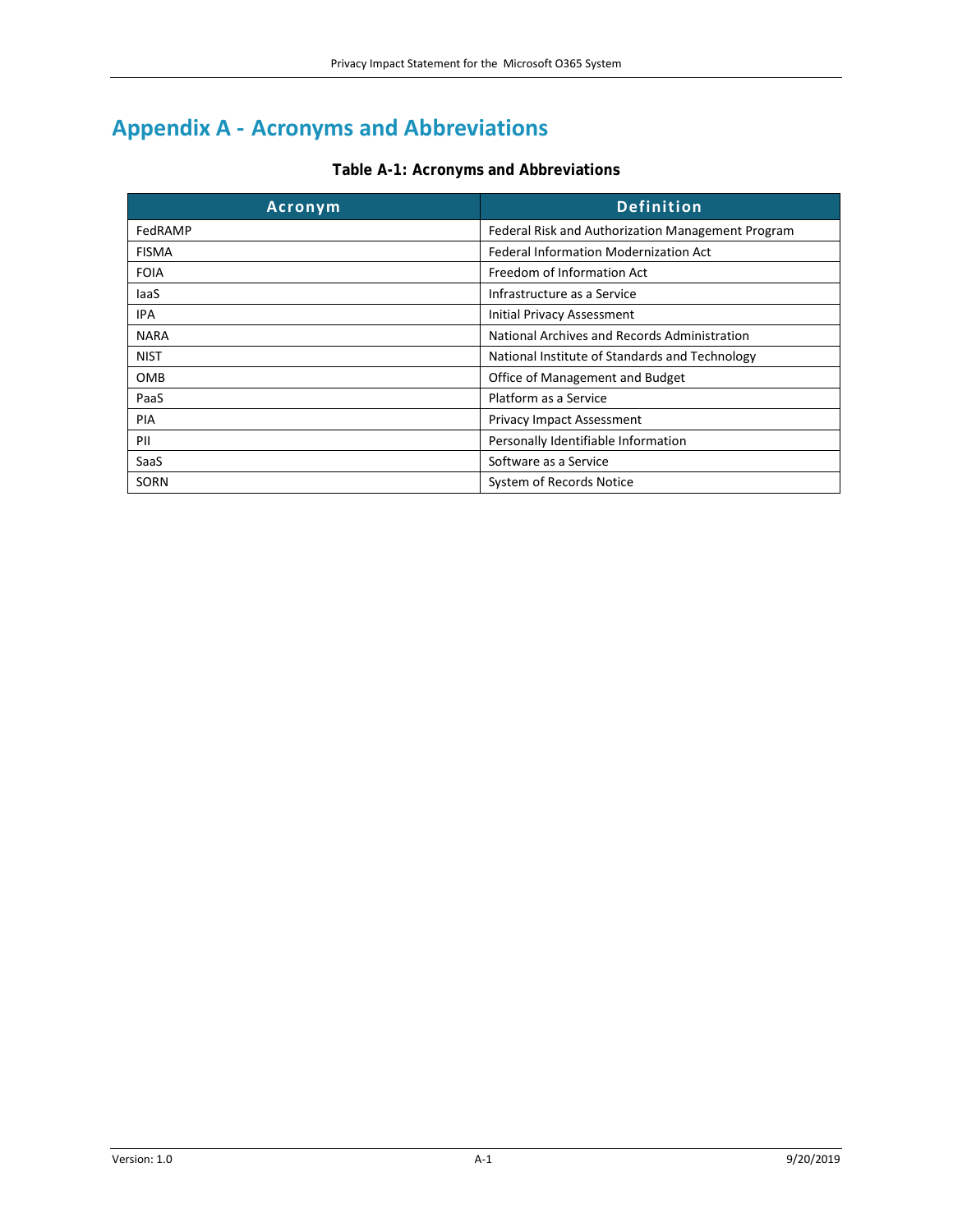# Appendix A - Acronyms and Abbreviations

**Table A-1: Acronyms and Abbreviations**

| Acronym | Definition |
|---|---|
| FedRAMP | Federal Risk and Authorization Management Program |
| FISMA | Federal Information Modernization Act |
| FOIA | Freedom of Information Act |
| IaaS | Infrastructure as a Service |
| IPA | Initial Privacy Assessment |
| NARA | National Archives and Records Administration |
| NIST | National Institute of Standards and Technology |
| OMB | Office of Management and Budget |
| PaaS | Platform as a Service |
| PIA | Privacy Impact Assessment |
| PII | Personally Identifiable Information |
| SaaS | Software as a Service |
| SORN | System of Records Notice |